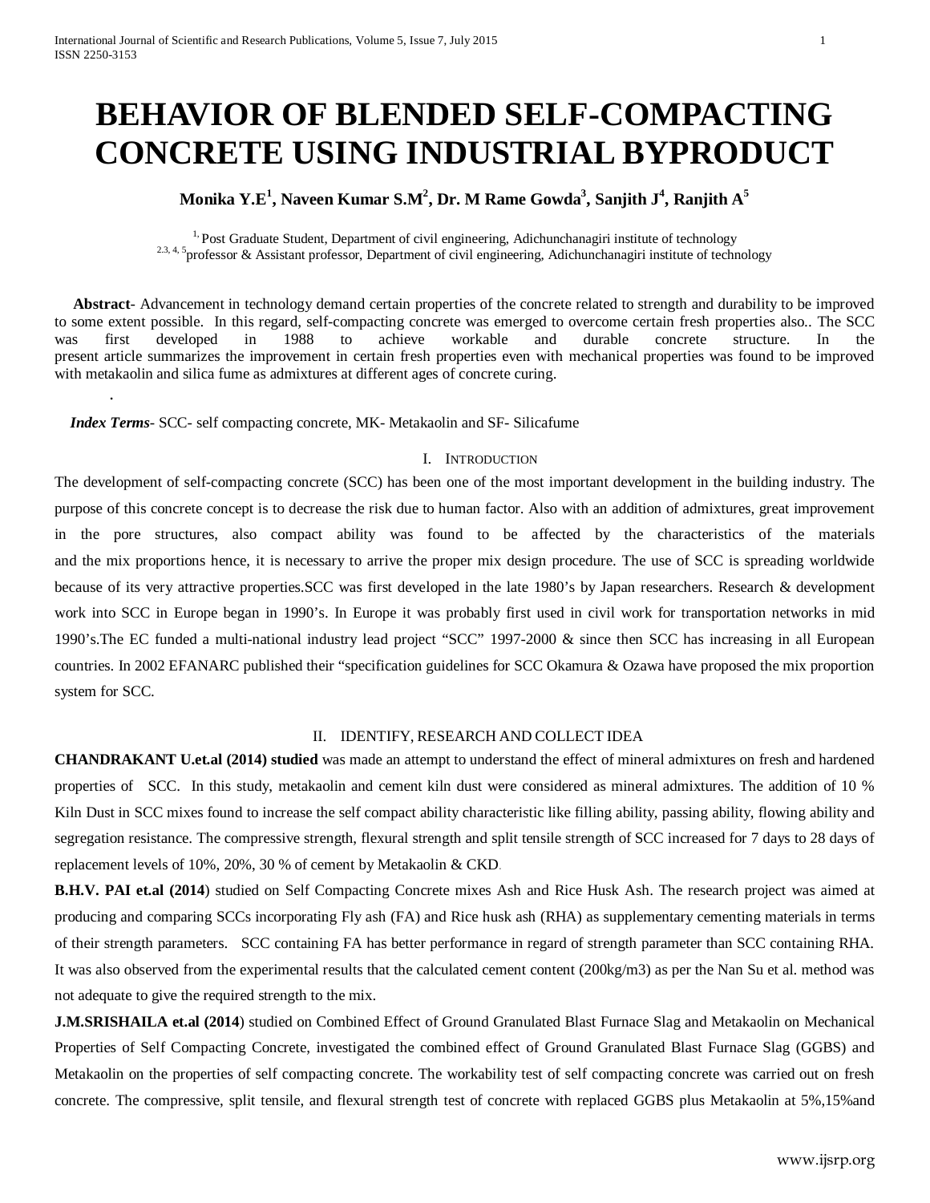# BEHAVIOR OF BLENDED SELF-COMPACTING CONCRETE USING INDUSTRIAL BYPRODUCT

**Monika Y.E[1], Naveen Kumar S.M[2], Dr. M Rame Gowda[3], Sanjith J[4], Ranjith A[5]**

[1,] Post Graduate Student, Department of civil engineering, Adichunchanagiri institute of technology
[2.3, 4, 5]professor & Assistant professor, Department of civil engineering, Adichunchanagiri institute of technology

**Abstract**- Advancement in technology demand certain properties of the concrete related to strength and durability to be improved to some extent possible. In this regard, self-compacting concrete was emerged to overcome certain fresh properties also.. The SCC was first developed in 1988 to achieve workable and durable concrete structure. In the present article summarizes the improvement in certain fresh properties even with mechanical properties was found to be improved with metakaolin and silica fume as admixtures at different ages of concrete curing.

.

***Index Terms***- SCC- self compacting concrete, MK- Metakaolin and SF- Silicafume

## I. Introduction

The development of self-compacting concrete (SCC) has been one of the most important development in the building industry. The purpose of this concrete concept is to decrease the risk due to human factor. Also with an addition of admixtures, great improvement in the pore structures, also compact ability was found to be affected by the characteristics of the materials and the mix proportions hence, it is necessary to arrive the proper mix design procedure. The use of SCC is spreading worldwide because of its very attractive properties.SCC was first developed in the late 1980's by Japan researchers. Research & development work into SCC in Europe began in 1990's. In Europe it was probably first used in civil work for transportation networks in mid 1990's.The EC funded a multi-national industry lead project "SCC" 1997-2000 & since then SCC has increasing in all European countries. In 2002 EFANARC published their "specification guidelines for SCC Okamura & Ozawa have proposed the mix proportion system for SCC.

## II. IDENTIFY, RESEARCH AND COLLECT IDEA

**CHANDRAKANT U.et.al (2014) studied** was made an attempt to understand the effect of mineral admixtures on fresh and hardened properties of SCC. In this study, metakaolin and cement kiln dust were considered as mineral admixtures. The addition of 10 % Kiln Dust in SCC mixes found to increase the self compact ability characteristic like filling ability, passing ability, flowing ability and segregation resistance. The compressive strength, flexural strength and split tensile strength of SCC increased for 7 days to 28 days of replacement levels of 10%, 20%, 30 % of cement by Metakaolin & CKD.

**B.H.V. PAI et.al (2014**) studied on Self Compacting Concrete mixes Ash and Rice Husk Ash. The research project was aimed at producing and comparing SCCs incorporating Fly ash (FA) and Rice husk ash (RHA) as supplementary cementing materials in terms of their strength parameters. SCC containing FA has better performance in regard of strength parameter than SCC containing RHA. It was also observed from the experimental results that the calculated cement content (200kg/m3) as per the Nan Su et al. method was not adequate to give the required strength to the mix.

**J.M.SRISHAILA et.al (2014**) studied on Combined Effect of Ground Granulated Blast Furnace Slag and Metakaolin on Mechanical Properties of Self Compacting Concrete, investigated the combined effect of Ground Granulated Blast Furnace Slag (GGBS) and Metakaolin on the properties of self compacting concrete. The workability test of self compacting concrete was carried out on fresh concrete. The compressive, split tensile, and flexural strength test of concrete with replaced GGBS plus Metakaolin at 5%,15%and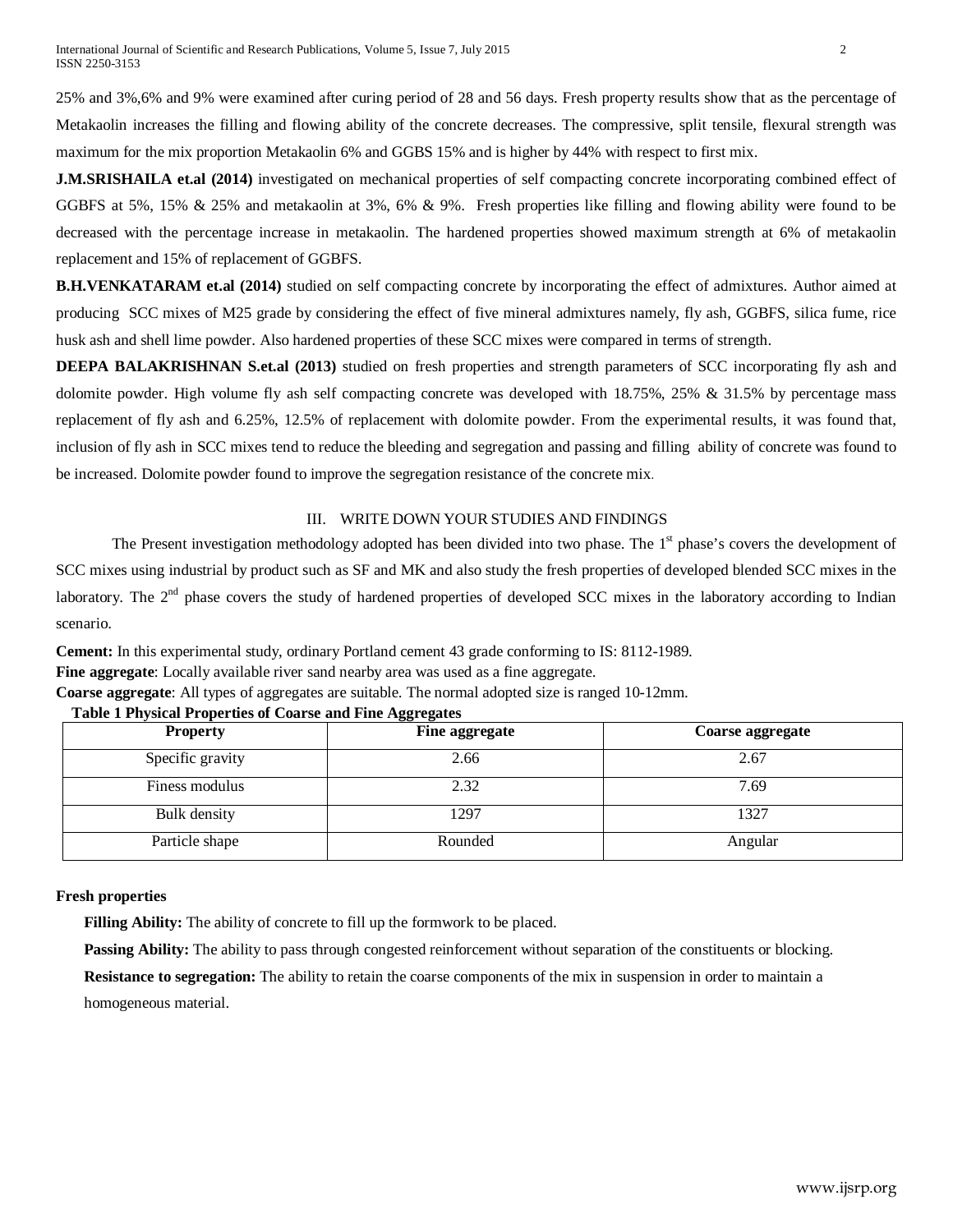25% and 3%,6% and 9% were examined after curing period of 28 and 56 days. Fresh property results show that as the percentage of Metakaolin increases the filling and flowing ability of the concrete decreases. The compressive, split tensile, flexural strength was maximum for the mix proportion Metakaolin 6% and GGBS 15% and is higher by 44% with respect to first mix.

**J.M.SRISHAILA et.al (2014)** investigated on mechanical properties of self compacting concrete incorporating combined effect of GGBFS at 5%, 15% & 25% and metakaolin at 3%, 6% & 9%. Fresh properties like filling and flowing ability were found to be decreased with the percentage increase in metakaolin. The hardened properties showed maximum strength at 6% of metakaolin replacement and 15% of replacement of GGBFS.

**B.H.VENKATARAM et.al (2014)** studied on self compacting concrete by incorporating the effect of admixtures. Author aimed at producing SCC mixes of M25 grade by considering the effect of five mineral admixtures namely, fly ash, GGBFS, silica fume, rice husk ash and shell lime powder. Also hardened properties of these SCC mixes were compared in terms of strength.

**DEEPA BALAKRISHNAN S.et.al (2013)** studied on fresh properties and strength parameters of SCC incorporating fly ash and dolomite powder. High volume fly ash self compacting concrete was developed with 18.75%, 25% & 31.5% by percentage mass replacement of fly ash and 6.25%, 12.5% of replacement with dolomite powder. From the experimental results, it was found that, inclusion of fly ash in SCC mixes tend to reduce the bleeding and segregation and passing and filling ability of concrete was found to be increased. Dolomite powder found to improve the segregation resistance of the concrete mix.

## III. WRITE DOWN YOUR STUDIES AND FINDINGS

The Present investigation methodology adopted has been divided into two phase. The 1st phase's covers the development of SCC mixes using industrial by product such as SF and MK and also study the fresh properties of developed blended SCC mixes in the laboratory. The 2nd phase covers the study of hardened properties of developed SCC mixes in the laboratory according to Indian scenario.

**Cement:** In this experimental study, ordinary Portland cement 43 grade conforming to IS: 8112-1989.

**Fine aggregate**: Locally available river sand nearby area was used as a fine aggregate.

**Coarse aggregate**: All types of aggregates are suitable. The normal adopted size is ranged 10-12mm.

**Table 1 Physical Properties of Coarse and Fine Aggregates**

| Property | Fine aggregate | Coarse aggregate |
|---|---|---|
| Specific gravity | 2.66 | 2.67 |
| Finess modulus | 2.32 | 7.69 |
| Bulk density | 1297 | 1327 |
| Particle shape | Rounded | Angular |

**Fresh properties**

**Filling Ability:** The ability of concrete to fill up the formwork to be placed.

**Passing Ability:** The ability to pass through congested reinforcement without separation of the constituents or blocking.

**Resistance to segregation:** The ability to retain the coarse components of the mix in suspension in order to maintain a homogeneous material.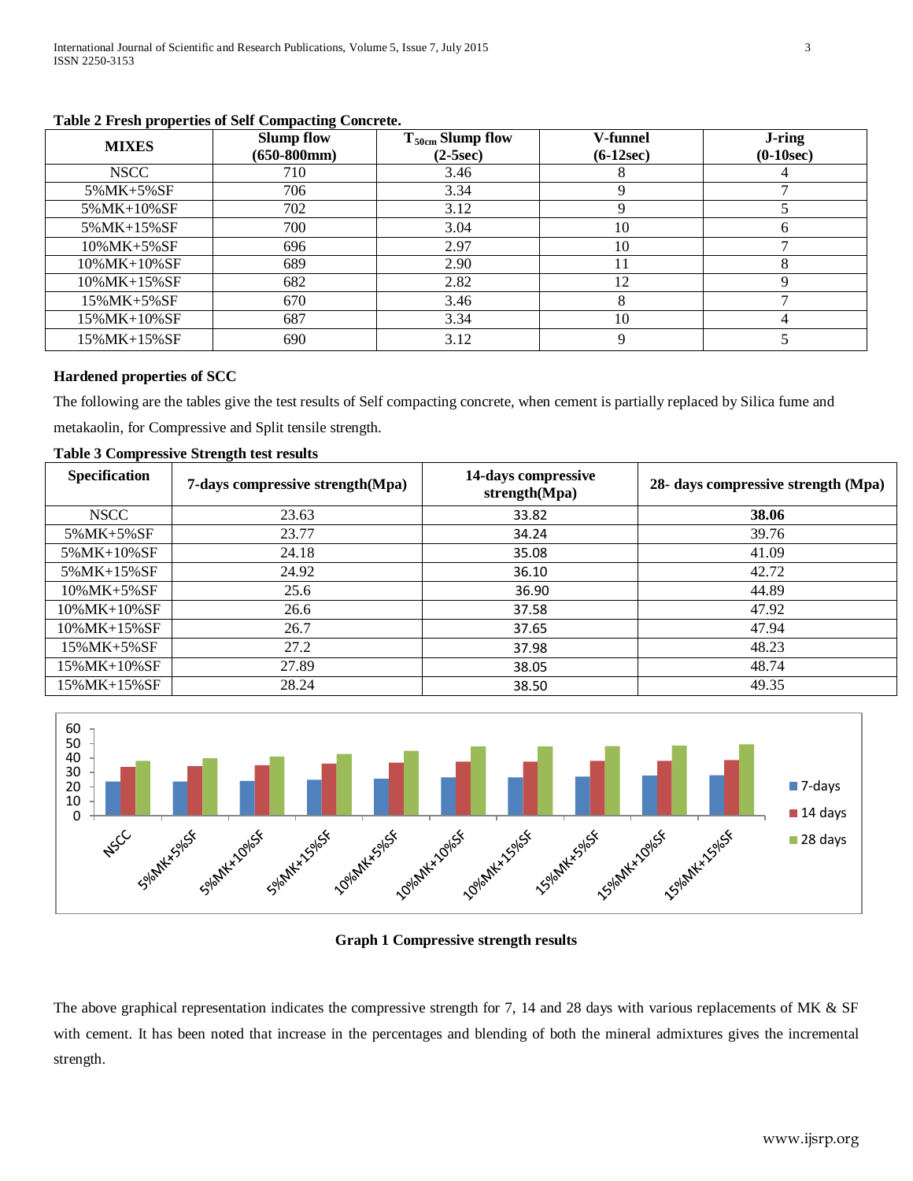**Table 2 Fresh properties of Self Compacting Concrete.**

| MIXES | Slump flow (650-800mm) | $T_{50cm}$ Slump flow (2-5sec) | V-funnel (6-12sec) | J-ring (0-10sec) |
|---|---|---|---|---|
| NSCC | 710 | 3.46 | 8 | 4 |
| 5%MK+5%SF | 706 | 3.34 | 9 | 7 |
| 5%MK+10%SF | 702 | 3.12 | 9 | 5 |
| 5%MK+15%SF | 700 | 3.04 | 10 | 6 |
| 10%MK+5%SF | 696 | 2.97 | 10 | 7 |
| 10%MK+10%SF | 689 | 2.90 | 11 | 8 |
| 10%MK+15%SF | 682 | 2.82 | 12 | 9 |
| 15%MK+5%SF | 670 | 3.46 | 8 | 7 |
| 15%MK+10%SF | 687 | 3.34 | 10 | 4 |
| 15%MK+15%SF | 690 | 3.12 | 9 | 5 |

**Hardened properties of SCC**

The following are the tables give the test results of Self compacting concrete, when cement is partially replaced by Silica fume and metakaolin, for Compressive and Split tensile strength.

**Table 3 Compressive Strength test results**

| Specification | 7-days compressive strength(Mpa) | 14-days compressive strength(Mpa) | 28- days compressive strength (Mpa) |
|---|---|---|---|
| NSCC | 23.63 | 33.82 | **38.06** |
| 5%MK+5%SF | 23.77 | 34.24 | 39.76 |
| 5%MK+10%SF | 24.18 | 35.08 | 41.09 |
| 5%MK+15%SF | 24.92 | 36.10 | 42.72 |
| 10%MK+5%SF | 25.6 | 36.90 | 44.89 |
| 10%MK+10%SF | 26.6 | 37.58 | 47.92 |
| 10%MK+15%SF | 26.7 | 37.65 | 47.94 |
| 15%MK+5%SF | 27.2 | 37.98 | 48.23 |
| 15%MK+10%SF | 27.89 | 38.05 | 48.74 |
| 15%MK+15%SF | 28.24 | 38.50 | 49.35 |

**Graph 1 Compressive strength results**

The above graphical representation indicates the compressive strength for 7, 14 and 28 days with various replacements of MK & SF with cement. It has been noted that increase in the percentages and blending of both the mineral admixtures gives the incremental strength.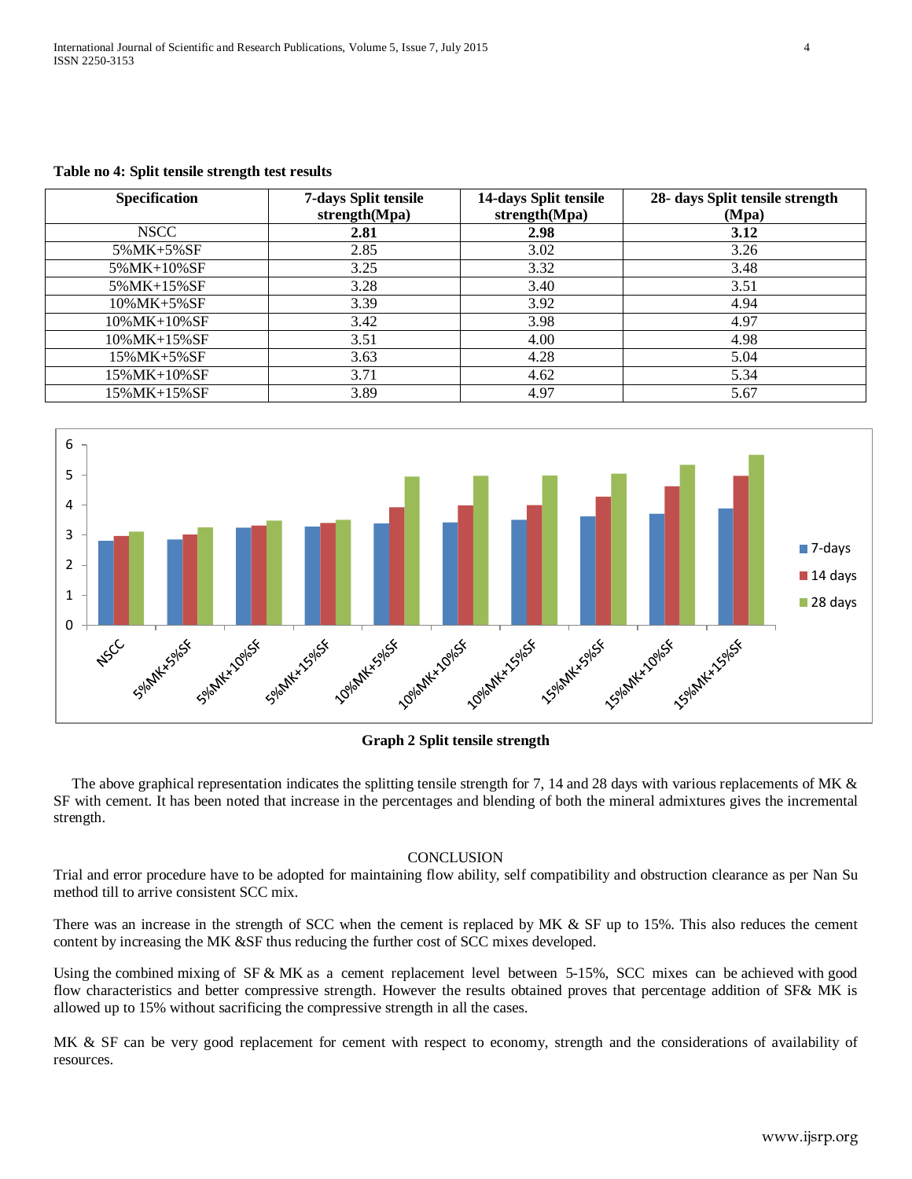**Table no 4: Split tensile strength test results**

| Specification | 7-days Split tensile strength(Mpa) | 14-days Split tensile strength(Mpa) | 28- days Split tensile strength (Mpa) |
|---|---|---|---|
| NSCC | **2.81** | **2.98** | **3.12** |
| 5%MK+5%SF | 2.85 | 3.02 | 3.26 |
| 5%MK+10%SF | 3.25 | 3.32 | 3.48 |
| 5%MK+15%SF | 3.28 | 3.40 | 3.51 |
| 10%MK+5%SF | 3.39 | 3.92 | 4.94 |
| 10%MK+10%SF | 3.42 | 3.98 | 4.97 |
| 10%MK+15%SF | 3.51 | 4.00 | 4.98 |
| 15%MK+5%SF | 3.63 | 4.28 | 5.04 |
| 15%MK+10%SF | 3.71 | 4.62 | 5.34 |
| 15%MK+15%SF | 3.89 | 4.97 | 5.67 |

**Graph 2 Split tensile strength**

The above graphical representation indicates the splitting tensile strength for 7, 14 and 28 days with various replacements of MK & SF with cement. It has been noted that increase in the percentages and blending of both the mineral admixtures gives the incremental strength.

## CONCLUSION

Trial and error procedure have to be adopted for maintaining flow ability, self compatibility and obstruction clearance as per Nan Su method till to arrive consistent SCC mix.

There was an increase in the strength of SCC when the cement is replaced by MK & SF up to 15%. This also reduces the cement content by increasing the MK &SF thus reducing the further cost of SCC mixes developed.

Using the combined mixing of SF & MK as a cement replacement level between 5-15%, SCC mixes can be achieved with good flow characteristics and better compressive strength. However the results obtained proves that percentage addition of SF& MK is allowed up to 15% without sacrificing the compressive strength in all the cases.

MK & SF can be very good replacement for cement with respect to economy, strength and the considerations of availability of resources.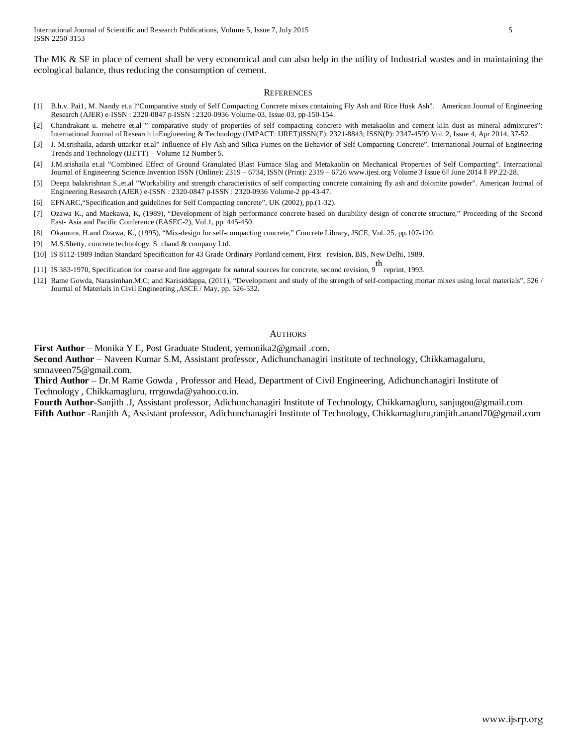The MK & SF in place of cement shall be very economical and can also help in the utility of Industrial wastes and in maintaining the ecological balance, thus reducing the consumption of cement.

## REFERENCES

[1] B.h.v. Pai1, M. Nandy et.a l"Comparative study of Self Compacting Concrete mixes containing Fly Ash and Rice Husk Ash". American Journal of Engineering Research (AJER) e-ISSN : 2320-0847 p-ISSN : 2320-0936 Volume-03, Issue-03, pp-150-154.

[2] Chandrakant u. mehetre et.al " comparative study of properties of self compacting concrete with metakaolin and cement kiln dust as mineral admixtures": International Journal of Research inEngineering & Technology (IMPACT: IJRET)ISSN(E): 2321-8843; ISSN(P): 2347-4599 Vol. 2, Issue 4, Apr 2014, 37-52.

[3] J. M.srishaila, adarsh uttarkar et.al" Influence of Fly Ash and Silica Fumes on the Behavior of Self Compacting Concrete". International Journal of Engineering Trends and Technology (IJETT) – Volume 12 Number 5.

[4] J.M.srishaila et.al "Combined Effect of Ground Granulated Blast Furnace Slag and Metakaolin on Mechanical Properties of Self Compacting". International Journal of Engineering Science Invention ISSN (Online): 2319 – 6734, ISSN (Print): 2319 – 6726 www.ijesi.org Volume 3 Issue 6‖ June 2014 ‖ PP.22-28.

[5] Deepa balakrishnan S.,et.al "Workability and strength characteristics of self compacting concrete containing fly ash and dolomite powder". American Journal of Engineering Research (AJER) e-ISSN : 2320-0847 p-ISSN : 2320-0936 Volume-2 pp-43-47.

[6] EFNARC,"Specification and guidelines for Self Compacting concrete", UK (2002), pp.(1-32).

[7] Ozawa K., and Maekawa, K, (1989), "Development of high performance concrete based on durability design of concrete structure," Proceeding of the Second East- Asia and Pacific Conference (EASEC-2), Vol.1, pp. 445-450.

[8] Okamura, H.and Ozawa, K., (1995), "Mix-design for self-compacting concrete," Concrete Library, JSCE, Vol. 25, pp.107-120.

[9] M.S.Shetty, concrete technology. S. chand & company Ltd.

[10] IS 8112-1989 Indian Standard Specification for 43 Grade Ordinary Portland cement, First revision, BIS, New Delhi, 1989.

[11] IS 383-1970, Specification for coarse and fine aggregate for natural sources for concrete, second revision, 9th reprint, 1993.

[12] Rame Gowda, Narasimhan.M.C; and Karisiddappa, (2011), "Development and study of the strength of self-compacting mortar mixes using local materials", 526 / Journal of Materials in Civil Engineering ,ASCE / May, pp. 526-532.

## AUTHORS

**First Author** – Monika Y E, Post Graduate Student, yemonika2@gmail .com.

**Second Author** – Naveen Kumar S.M, Assistant professor, Adichunchanagiri institute of technology, Chikkamagaluru, smnaveen75@gmail.com.

**Third Author** – Dr.M Rame Gowda , Professor and Head, Department of Civil Engineering, Adichunchanagiri Institute of Technology , Chikkamagluru, rrrgowda@yahoo.co.in.

**Fourth Author**-Sanjith .J, Assistant professor, Adichunchanagiri Institute of Technology, Chikkamagluru, sanjugou@gmail.com

**Fifth Author** -Ranjith A, Assistant professor, Adichunchanagiri Institute of Technology, Chikkamagluru,ranjith.anand70@gmail.com